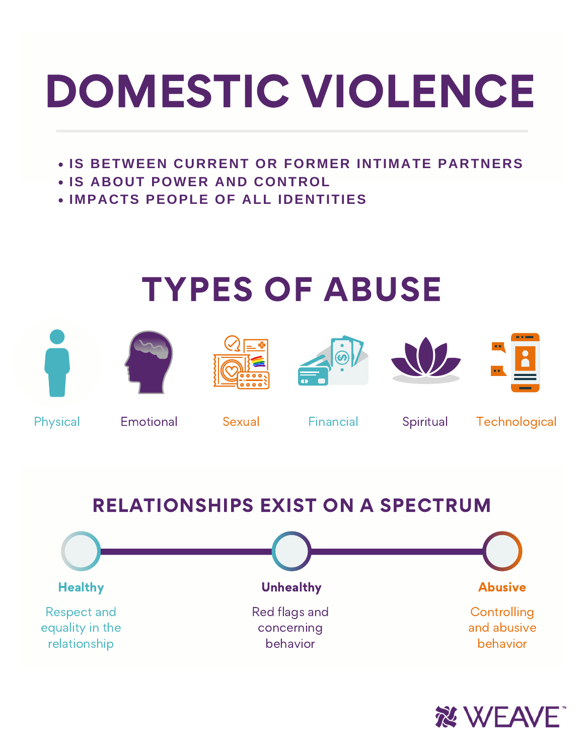# DOMESTIC VIOLENCE

- IS BETWEEN CURRENT OR FORMER INTIMATE PARTNERS
- IS ABOUT POWER AND CONTROL
- IMPACTS PEOPLE OF ALL IDENTITIES

## TYPES OF ABUSE

Physical

Emotional

Sexual

Financial

Spiritual

Technological

## RELATIONSHIPS EXIST ON A SPECTRUM

**Healthy**

Respect and equality in the relationship

**Unhealthy**

Red flags and concerning behavior

**Abusive**

Controlling and abusive behavior

WEAVE™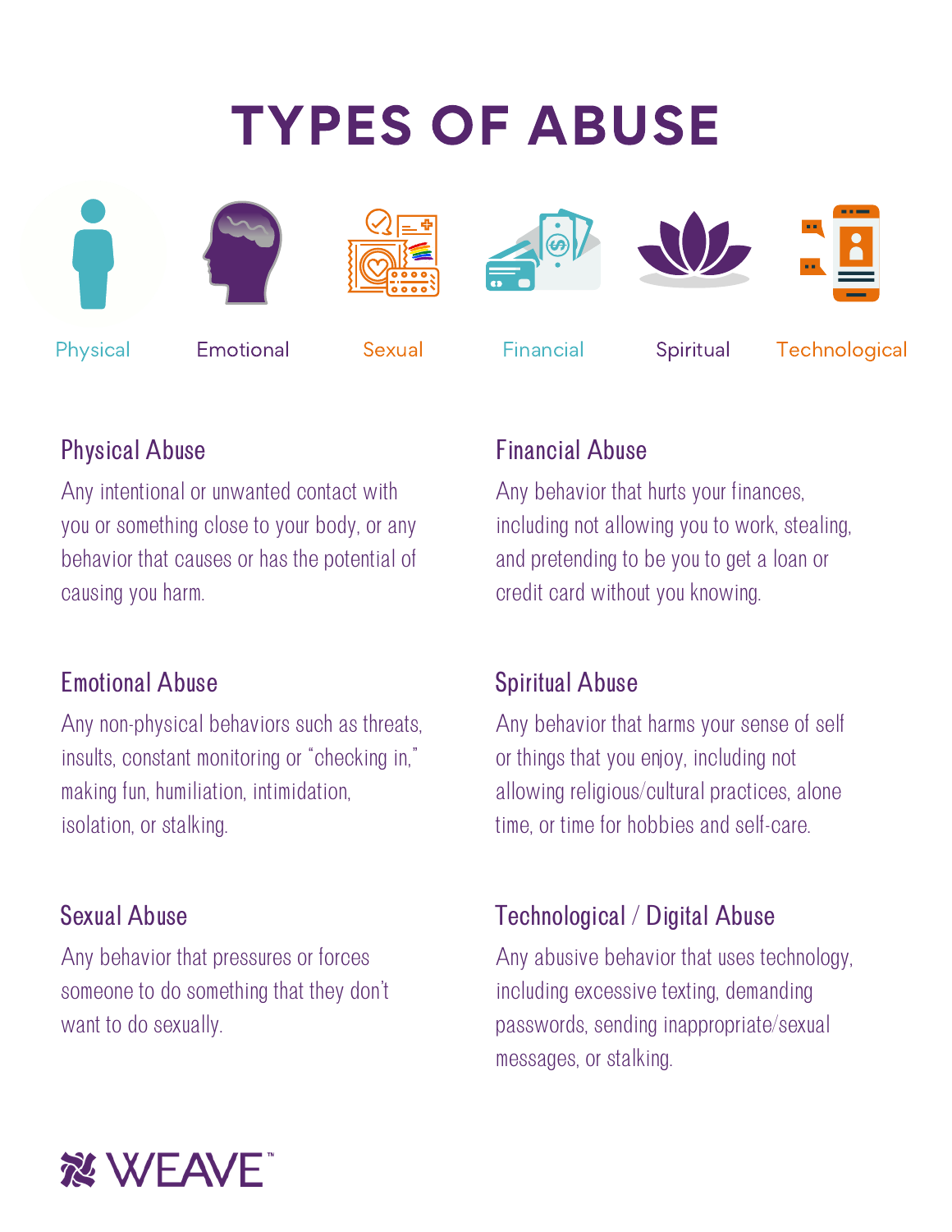# TYPES OF ABUSE

Physical

Emotional

Sexual

Financial

Spiritual

Technological

## Physical Abuse

Any intentional or unwanted contact with you or something close to your body, or any behavior that causes or has the potential of causing you harm.

## Emotional Abuse

Any non-physical behaviors such as threats, insults, constant monitoring or "checking in," making fun, humiliation, intimidation, isolation, or stalking.

## Sexual Abuse

Any behavior that pressures or forces someone to do something that they don't want to do sexually.

## Financial Abuse

Any behavior that hurts your finances, including not allowing you to work, stealing, and pretending to be you to get a loan or credit card without you knowing.

## Spiritual Abuse

Any behavior that harms your sense of self or things that you enjoy, including not allowing religious/cultural practices, alone time, or time for hobbies and self-care.

## Technological / Digital Abuse

Any abusive behavior that uses technology, including excessive texting, demanding passwords, sending inappropriate/sexual messages, or stalking.

WEAVE™